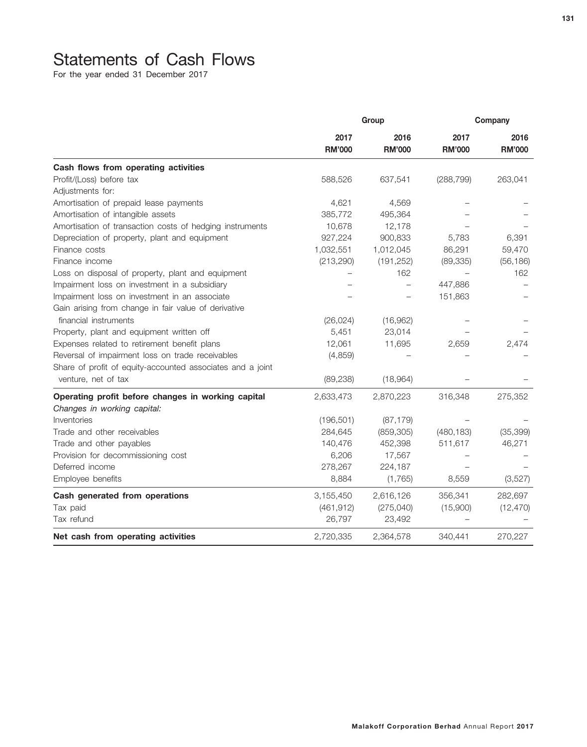# Statements of Cash Flows

For the year ended 31 December 2017

| | Group | | Company | |
|---|---|---|---|---|
| | 2017 RM'000 | 2016 RM'000 | 2017 RM'000 | 2016 RM'000 |
| **Cash flows from operating activities** | | | | |
| Profit/(Loss) before tax | 588,526 | 637,541 | (288,799) | 263,041 |
| Adjustments for: | | | | |
| Amortisation of prepaid lease payments | 4,621 | 4,569 | – | – |
| Amortisation of intangible assets | 385,772 | 495,364 | – | – |
| Amortisation of transaction costs of hedging instruments | 10,678 | 12,178 | – | – |
| Depreciation of property, plant and equipment | 927,224 | 900,833 | 5,783 | 6,391 |
| Finance costs | 1,032,551 | 1,012,045 | 86,291 | 59,470 |
| Finance income | (213,290) | (191,252) | (89,335) | (56,186) |
| Loss on disposal of property, plant and equipment | – | 162 | – | 162 |
| Impairment loss on investment in a subsidiary | – | – | 447,886 | – |
| Impairment loss on investment in an associate | – | – | 151,863 | – |
| Gain arising from change in fair value of derivative financial instruments | (26,024) | (16,962) | – | – |
| Property, plant and equipment written off | 5,451 | 23,014 | – | – |
| Expenses related to retirement benefit plans | 12,061 | 11,695 | 2,659 | 2,474 |
| Reversal of impairment loss on trade receivables | (4,859) | – | – | – |
| Share of profit of equity-accounted associates and a joint venture, net of tax | (89,238) | (18,964) | – | – |
| **Operating profit before changes in working capital** | 2,633,473 | 2,870,223 | 316,348 | 275,352 |
| *Changes in working capital:* | | | | |
| Inventories | (196,501) | (87,179) | – | – |
| Trade and other receivables | 284,645 | (859,305) | (480,183) | (35,399) |
| Trade and other payables | 140,476 | 452,398 | 511,617 | 46,271 |
| Provision for decommissioning cost | 6,206 | 17,567 | – | – |
| Deferred income | 278,267 | 224,187 | – | – |
| Employee benefits | 8,884 | (1,765) | 8,559 | (3,527) |
| **Cash generated from operations** | 3,155,450 | 2,616,126 | 356,341 | 282,697 |
| Tax paid | (461,912) | (275,040) | (15,900) | (12,470) |
| Tax refund | 26,797 | 23,492 | – | – |
| **Net cash from operating activities** | 2,720,335 | 2,364,578 | 340,441 | 270,227 |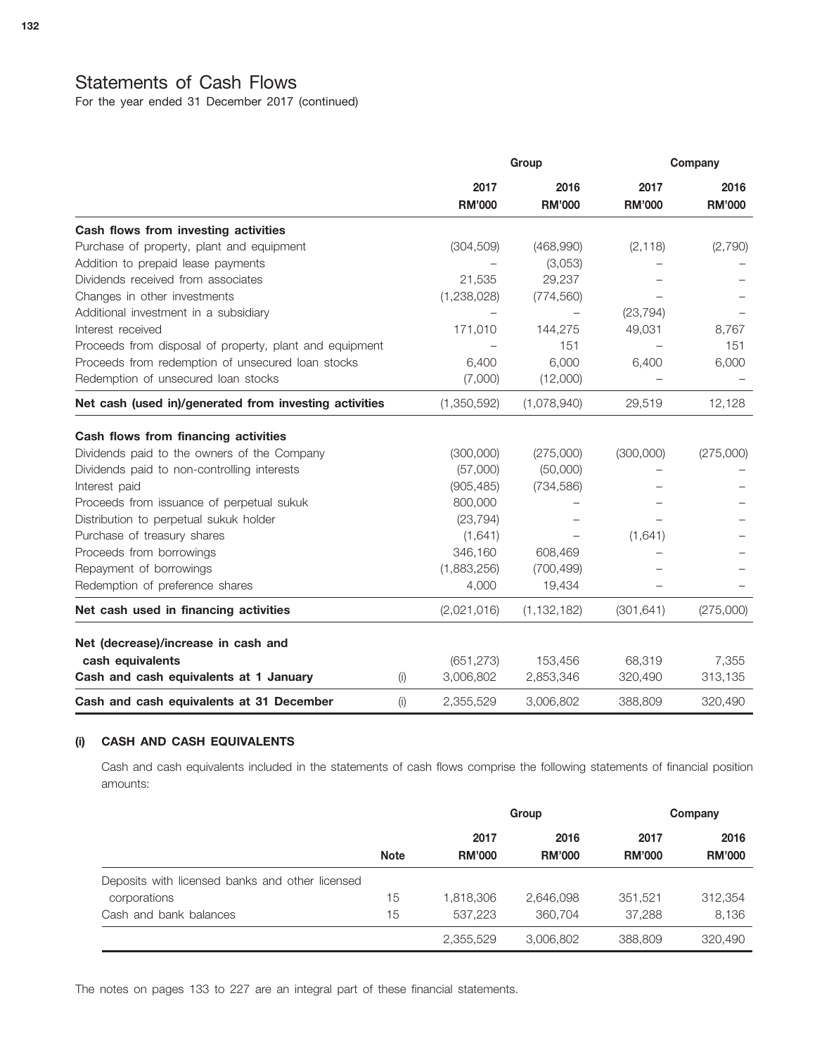# Statements of Cash Flows

For the year ended 31 December 2017 (continued)

| | | Group | | Company | |
|---|---|---|---|---|---|
| | | 2017 | 2016 | 2017 | 2016 |
| | | RM'000 | RM'000 | RM'000 | RM'000 |
| **Cash flows from investing activities** | | | | | |
| Purchase of property, plant and equipment | | (304,509) | (468,990) | (2,118) | (2,790) |
| Addition to prepaid lease payments | | – | (3,053) | – | – |
| Dividends received from associates | | 21,535 | 29,237 | – | – |
| Changes in other investments | | (1,238,028) | (774,560) | – | – |
| Additional investment in a subsidiary | | – | – | (23,794) | – |
| Interest received | | 171,010 | 144,275 | 49,031 | 8,767 |
| Proceeds from disposal of property, plant and equipment | | – | 151 | – | 151 |
| Proceeds from redemption of unsecured loan stocks | | 6,400 | 6,000 | 6,400 | 6,000 |
| Redemption of unsecured loan stocks | | (7,000) | (12,000) | – | – |
| **Net cash (used in)/generated from investing activities** | | (1,350,592) | (1,078,940) | 29,519 | 12,128 |
| **Cash flows from financing activities** | | | | | |
| Dividends paid to the owners of the Company | | (300,000) | (275,000) | (300,000) | (275,000) |
| Dividends paid to non-controlling interests | | (57,000) | (50,000) | – | – |
| Interest paid | | (905,485) | (734,586) | – | – |
| Proceeds from issuance of perpetual sukuk | | 800,000 | – | – | – |
| Distribution to perpetual sukuk holder | | (23,794) | – | – | – |
| Purchase of treasury shares | | (1,641) | – | (1,641) | – |
| Proceeds from borrowings | | 346,160 | 608,469 | – | – |
| Repayment of borrowings | | (1,883,256) | (700,499) | – | – |
| Redemption of preference shares | | 4,000 | 19,434 | – | – |
| **Net cash used in financing activities** | | (2,021,016) | (1,132,182) | (301,641) | (275,000) |
| **Net (decrease)/increase in cash and cash equivalents** | | (651,273) | 153,456 | 68,319 | 7,355 |
| **Cash and cash equivalents at 1 January** | (i) | 3,006,802 | 2,853,346 | 320,490 | 313,135 |
| **Cash and cash equivalents at 31 December** | (i) | 2,355,529 | 3,006,802 | 388,809 | 320,490 |

## (i) CASH AND CASH EQUIVALENTS

Cash and cash equivalents included in the statements of cash flows comprise the following statements of financial position amounts:

| | | Group | | Company | |
|---|---|---|---|---|---|
| | Note | 2017 RM'000 | 2016 RM'000 | 2017 RM'000 | 2016 RM'000 |
| Deposits with licensed banks and other licensed corporations | 15 | 1,818,306 | 2,646,098 | 351,521 | 312,354 |
| Cash and bank balances | 15 | 537,223 | 360,704 | 37,288 | 8,136 |
| | | 2,355,529 | 3,006,802 | 388,809 | 320,490 |

The notes on pages 133 to 227 are an integral part of these financial statements.